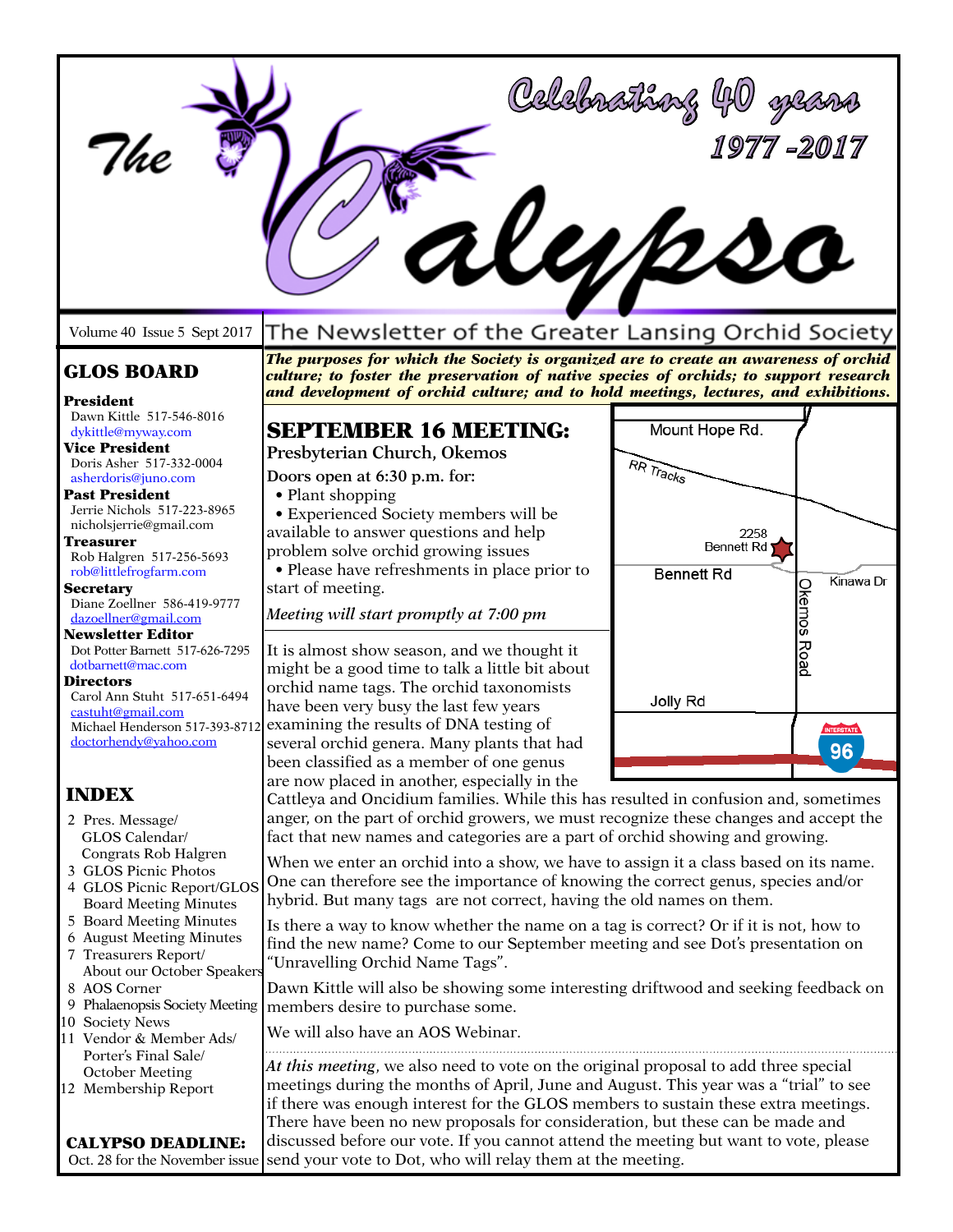# The Calypso

Celebrating 40 years
1977 -2017

Volume 40 Issue 5 Sept 2017

The Newsletter of the Greater Lansing Orchid Society

***The purposes for which the Society is organized are to create an awareness of orchid culture; to foster the preservation of native species of orchids; to support research and development of orchid culture; and to hold meetings, lectures, and exhibitions.***

## GLOS BOARD

**President**
Dawn Kittle 517-546-8016
dykittle@myway.com

**Vice President**
Doris Asher 517-332-0004
asherdoris@juno.com

**Past President**
Jerrie Nichols 517-223-8965
nicholsjerrie@gmail.com

**Treasurer**
Rob Halgren 517-256-5693
rob@littlefrogfarm.com

**Secretary**
Diane Zoellner 586-419-9777
dazoellner@gmail.com

**Newsletter Editor**
Dot Potter Barnett 517-626-7295
dotbarnett@mac.com

**Directors**
Carol Ann Stuht 517-651-6494
castuht@gmail.com
Michael Henderson 517-393-8712
doctorhendy@yahoo.com

## INDEX

2 Pres. Message/ GLOS Calendar/ Congrats Rob Halgren
3 GLOS Picnic Photos
4 GLOS Picnic Report/GLOS Board Meeting Minutes
5 Board Meeting Minutes
6 August Meeting Minutes
7 Treasurers Report/ About our October Speakers
8 AOS Corner
9 Phalaenopsis Society Meeting
10 Society News
11 Vendor & Member Ads/ Porter's Final Sale/ October Meeting
12 Membership Report

**CALYPSO DEADLINE:**
Oct. 28 for the November issue

## SEPTEMBER 16 MEETING:

**Presbyterian Church, Okemos**

**Doors open at 6:30 p.m. for:**

- Plant shopping
- Experienced Society members will be available to answer questions and help problem solve orchid growing issues
- Please have refreshments in place prior to start of meeting.

*Meeting will start promptly at 7:00 pm*

Mount Hope Rd. | RR Tracks | 2258 Bennett Rd | Bennett Rd | Kinawa Dr | Okemos Road | Jolly Rd | Interstate 96

It is almost show season, and we thought it might be a good time to talk a little bit about orchid name tags. The orchid taxonomists have been very busy the last few years examining the results of DNA testing of several orchid genera. Many plants that had been classified as a member of one genus are now placed in another, especially in the Cattleya and Oncidium families. While this has resulted in confusion and, sometimes anger, on the part of orchid growers, we must recognize these changes and accept the fact that new names and categories are a part of orchid showing and growing.

When we enter an orchid into a show, we have to assign it a class based on its name. One can therefore see the importance of knowing the correct genus, species and/or hybrid. But many tags are not correct, having the old names on them.

Is there a way to know whether the name on a tag is correct? Or if it is not, how to find the new name? Come to our September meeting and see Dot's presentation on "Unravelling Orchid Name Tags".

Dawn Kittle will also be showing some interesting driftwood and seeking feedback on members desire to purchase some.

We will also have an AOS Webinar.

*At this meeting*, we also need to vote on the original proposal to add three special meetings during the months of April, June and August. This year was a "trial" to see if there was enough interest for the GLOS members to sustain these extra meetings. There have been no new proposals for consideration, but these can be made and discussed before our vote. If you cannot attend the meeting but want to vote, please send your vote to Dot, who will relay them at the meeting.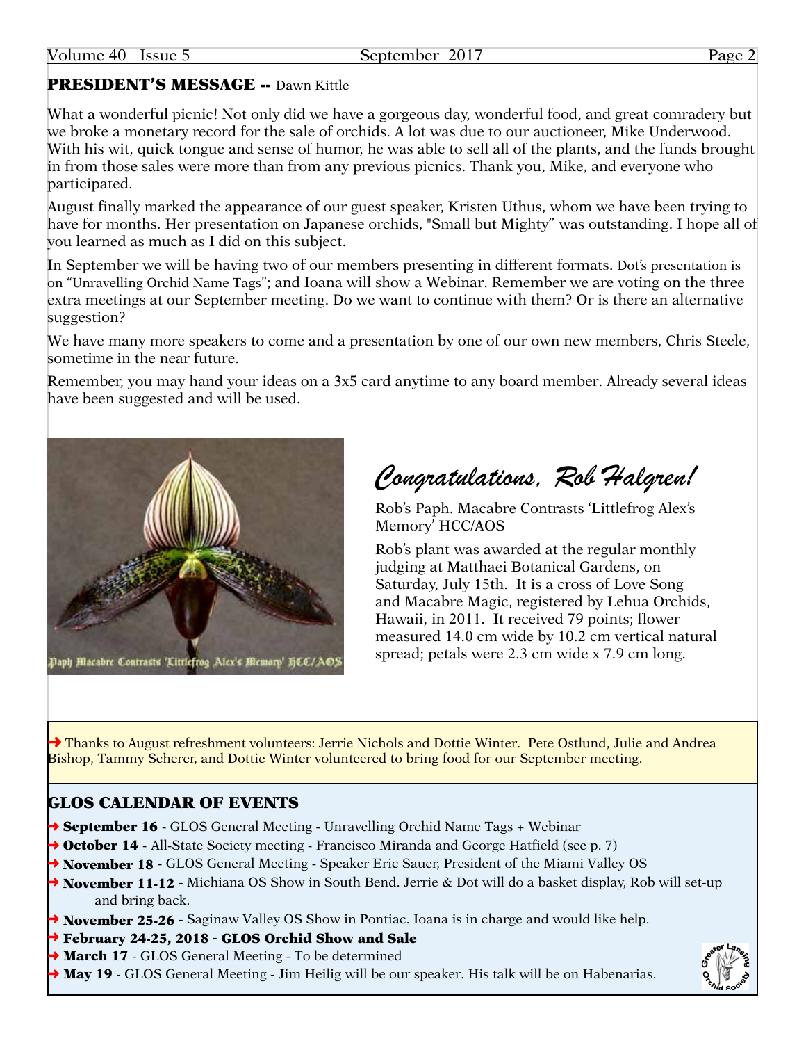## PRESIDENT'S MESSAGE -- Dawn Kittle

What a wonderful picnic! Not only did we have a gorgeous day, wonderful food, and great comradery but we broke a monetary record for the sale of orchids. A lot was due to our auctioneer, Mike Underwood. With his wit, quick tongue and sense of humor, he was able to sell all of the plants, and the funds brought in from those sales were more than from any previous picnics. Thank you, Mike, and everyone who participated.

August finally marked the appearance of our guest speaker, Kristen Uthus, whom we have been trying to have for months. Her presentation on Japanese orchids, "Small but Mighty" was outstanding. I hope all of you learned as much as I did on this subject.

In September we will be having two of our members presenting in different formats. Dot's presentation is on "Unravelling Orchid Name Tags"; and Ioana will show a Webinar. Remember we are voting on the three extra meetings at our September meeting. Do we want to continue with them? Or is there an alternative suggestion?

We have many more speakers to come and a presentation by one of our own new members, Chris Steele, sometime in the near future.

Remember, you may hand your ideas on a 3x5 card anytime to any board member. Already several ideas have been suggested and will be used.

---

Paph Macabre Contrasts 'Littlefrog Alex's Memory' HCC/AOS

## *Congratulations, Rob Halgren!*

Rob's Paph. Macabre Contrasts 'Littlefrog Alex's Memory' HCC/AOS

Rob's plant was awarded at the regular monthly judging at Matthaei Botanical Gardens, on Saturday, July 15th. It is a cross of Love Song and Macabre Magic, registered by Lehua Orchids, Hawaii, in 2011. It received 79 points; flower measured 14.0 cm wide by 10.2 cm vertical natural spread; petals were 2.3 cm wide x 7.9 cm long.

➜ Thanks to August refreshment volunteers: Jerrie Nichols and Dottie Winter. Pete Ostlund, Julie and Andrea Bishop, Tammy Scherer, and Dottie Winter volunteered to bring food for our September meeting.

## GLOS CALENDAR OF EVENTS

- ➜ **September 16** - GLOS General Meeting - Unravelling Orchid Name Tags + Webinar
- ➜ **October 14** - All-State Society meeting - Francisco Miranda and George Hatfield (see p. 7)
- ➜ **November 18** - GLOS General Meeting - Speaker Eric Sauer, President of the Miami Valley OS
- ➜ **November 11-12** - Michiana OS Show in South Bend. Jerrie & Dot will do a basket display, Rob will set-up and bring back.
- ➜ **November 25-26** - Saginaw Valley OS Show in Pontiac. Ioana is in charge and would like help.
- ➜ **February 24-25, 2018** - **GLOS Orchid Show and Sale**
- ➜ **March 17** - GLOS General Meeting - To be determined
- ➜ **May 19** - GLOS General Meeting - Jim Heilig will be our speaker. His talk will be on Habenarias.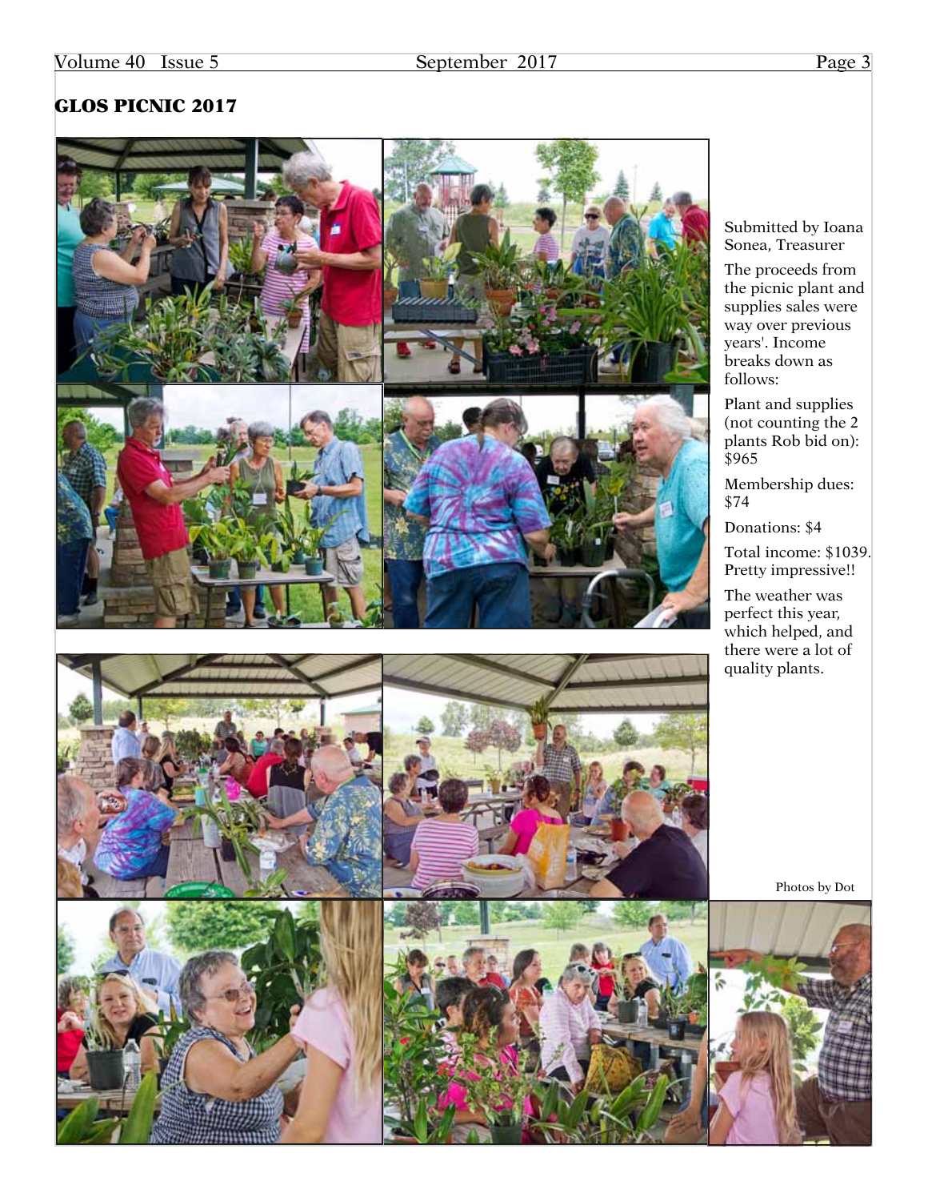# GLOS PICNIC 2017

Submitted by Ioana Sonea, Treasurer

The proceeds from the picnic plant and supplies sales were way over previous years'. Income breaks down as follows:

Plant and supplies (not counting the 2 plants Rob bid on): $965

Membership dues: $74

Donations: $4

Total income: $1039. Pretty impressive!!

The weather was perfect this year, which helped, and there were a lot of quality plants.

Photos by Dot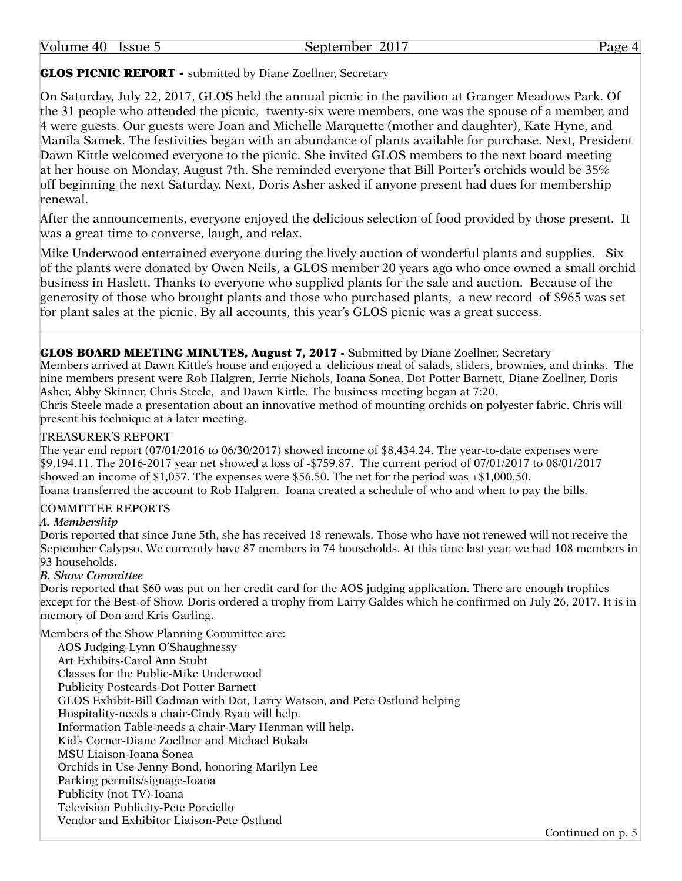## GLOS PICNIC REPORT - submitted by Diane Zoellner, Secretary

On Saturday, July 22, 2017, GLOS held the annual picnic in the pavilion at Granger Meadows Park. Of the 31 people who attended the picnic, twenty-six were members, one was the spouse of a member, and 4 were guests. Our guests were Joan and Michelle Marquette (mother and daughter), Kate Hyne, and Manila Samek. The festivities began with an abundance of plants available for purchase. Next, President Dawn Kittle welcomed everyone to the picnic. She invited GLOS members to the next board meeting at her house on Monday, August 7th. She reminded everyone that Bill Porter's orchids would be 35% off beginning the next Saturday. Next, Doris Asher asked if anyone present had dues for membership renewal.

After the announcements, everyone enjoyed the delicious selection of food provided by those present. It was a great time to converse, laugh, and relax.

Mike Underwood entertained everyone during the lively auction of wonderful plants and supplies. Six of the plants were donated by Owen Neils, a GLOS member 20 years ago who once owned a small orchid business in Haslett. Thanks to everyone who supplied plants for the sale and auction. Because of the generosity of those who brought plants and those who purchased plants, a new record of $965 was set for plant sales at the picnic. By all accounts, this year's GLOS picnic was a great success.

---

## GLOS BOARD MEETING MINUTES, August 7, 2017 - Submitted by Diane Zoellner, Secretary

Members arrived at Dawn Kittle's house and enjoyed a delicious meal of salads, sliders, brownies, and drinks. The nine members present were Rob Halgren, Jerrie Nichols, Ioana Sonea, Dot Potter Barnett, Diane Zoellner, Doris Asher, Abby Skinner, Chris Steele, and Dawn Kittle. The business meeting began at 7:20.

Chris Steele made a presentation about an innovative method of mounting orchids on polyester fabric. Chris will present his technique at a later meeting.

TREASURER'S REPORT

The year end report (07/01/2016 to 06/30/2017) showed income of $8,434.24. The year-to-date expenses were $9,194.11. The 2016-2017 year net showed a loss of -$759.87. The current period of 07/01/2017 to 08/01/2017 showed an income of $1,057. The expenses were $56.50. The net for the period was +$1,000.50.

Ioana transferred the account to Rob Halgren. Ioana created a schedule of who and when to pay the bills.

COMMITTEE REPORTS

*A. Membership*

Doris reported that since June 5th, she has received 18 renewals. Those who have not renewed will not receive the September Calypso. We currently have 87 members in 74 households. At this time last year, we had 108 members in 93 households.

*B. Show Committee*

Doris reported that $60 was put on her credit card for the AOS judging application. There are enough trophies except for the Best-of Show. Doris ordered a trophy from Larry Galdes which he confirmed on July 26, 2017. It is in memory of Don and Kris Garling.

Members of the Show Planning Committee are:

- AOS Judging-Lynn O'Shaughnessy
- Art Exhibits-Carol Ann Stuht
- Classes for the Public-Mike Underwood
- Publicity Postcards-Dot Potter Barnett
- GLOS Exhibit-Bill Cadman with Dot, Larry Watson, and Pete Ostlund helping
- Hospitality-needs a chair-Cindy Ryan will help.
- Information Table-needs a chair-Mary Henman will help.
- Kid's Corner-Diane Zoellner and Michael Bukala
- MSU Liaison-Ioana Sonea
- Orchids in Use-Jenny Bond, honoring Marilyn Lee
- Parking permits/signage-Ioana
- Publicity (not TV)-Ioana
- Television Publicity-Pete Porciello
- Vendor and Exhibitor Liaison-Pete Ostlund

Continued on p. 5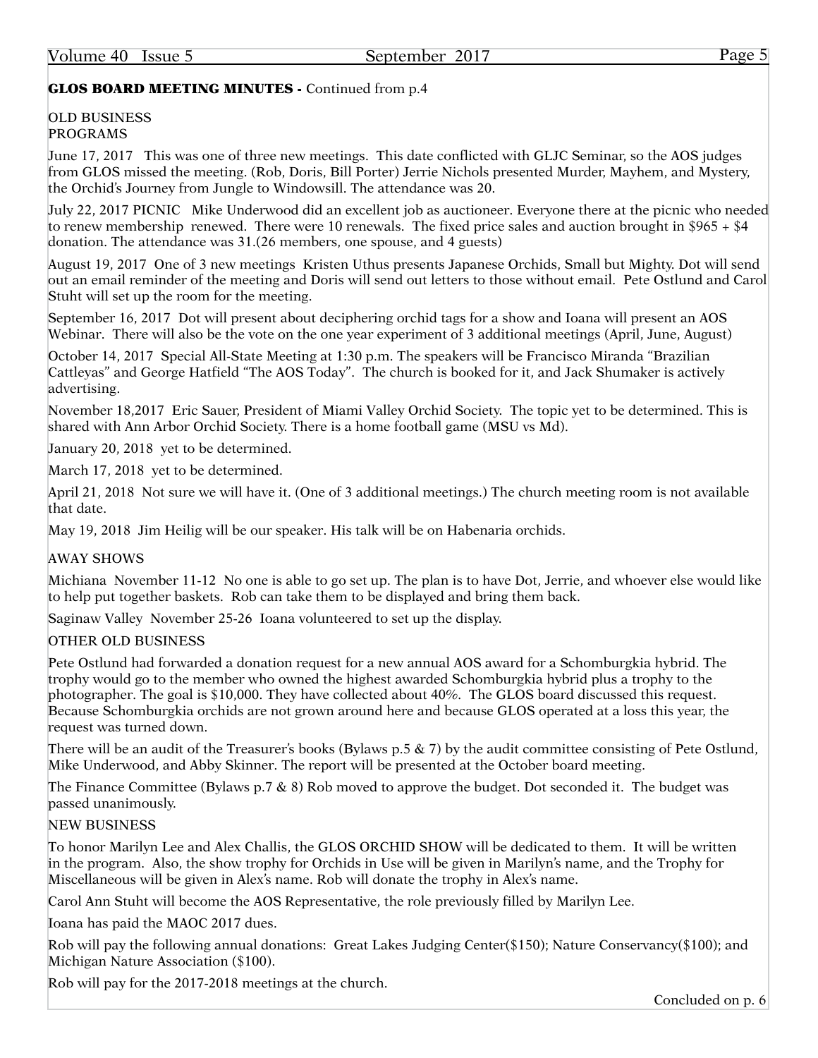**GLOS BOARD MEETING MINUTES -** Continued from p.4

OLD BUSINESS
PROGRAMS

June 17, 2017 This was one of three new meetings. This date conflicted with GLJC Seminar, so the AOS judges from GLOS missed the meeting. (Rob, Doris, Bill Porter) Jerrie Nichols presented Murder, Mayhem, and Mystery, the Orchid's Journey from Jungle to Windowsill. The attendance was 20.

July 22, 2017 PICNIC Mike Underwood did an excellent job as auctioneer. Everyone there at the picnic who needed to renew membership renewed. There were 10 renewals. The fixed price sales and auction brought in $965 + $4 donation. The attendance was 31.(26 members, one spouse, and 4 guests)

August 19, 2017 One of 3 new meetings Kristen Uthus presents Japanese Orchids, Small but Mighty. Dot will send out an email reminder of the meeting and Doris will send out letters to those without email. Pete Ostlund and Carol Stuht will set up the room for the meeting.

September 16, 2017 Dot will present about deciphering orchid tags for a show and Ioana will present an AOS Webinar. There will also be the vote on the one year experiment of 3 additional meetings (April, June, August)

October 14, 2017 Special All-State Meeting at 1:30 p.m. The speakers will be Francisco Miranda "Brazilian Cattleyas" and George Hatfield "The AOS Today". The church is booked for it, and Jack Shumaker is actively advertising.

November 18,2017 Eric Sauer, President of Miami Valley Orchid Society. The topic yet to be determined. This is shared with Ann Arbor Orchid Society. There is a home football game (MSU vs Md).

January 20, 2018 yet to be determined.

March 17, 2018 yet to be determined.

April 21, 2018 Not sure we will have it. (One of 3 additional meetings.) The church meeting room is not available that date.

May 19, 2018 Jim Heilig will be our speaker. His talk will be on Habenaria orchids.

AWAY SHOWS

Michiana November 11-12 No one is able to go set up. The plan is to have Dot, Jerrie, and whoever else would like to help put together baskets. Rob can take them to be displayed and bring them back.

Saginaw Valley November 25-26 Ioana volunteered to set up the display.

OTHER OLD BUSINESS

Pete Ostlund had forwarded a donation request for a new annual AOS award for a Schomburgkia hybrid. The trophy would go to the member who owned the highest awarded Schomburgkia hybrid plus a trophy to the photographer. The goal is $10,000. They have collected about 40%. The GLOS board discussed this request. Because Schomburgkia orchids are not grown around here and because GLOS operated at a loss this year, the request was turned down.

There will be an audit of the Treasurer's books (Bylaws p.5 & 7) by the audit committee consisting of Pete Ostlund, Mike Underwood, and Abby Skinner. The report will be presented at the October board meeting.

The Finance Committee (Bylaws p.7 & 8) Rob moved to approve the budget. Dot seconded it. The budget was passed unanimously.

NEW BUSINESS

To honor Marilyn Lee and Alex Challis, the GLOS ORCHID SHOW will be dedicated to them. It will be written in the program. Also, the show trophy for Orchids in Use will be given in Marilyn's name, and the Trophy for Miscellaneous will be given in Alex's name. Rob will donate the trophy in Alex's name.

Carol Ann Stuht will become the AOS Representative, the role previously filled by Marilyn Lee.

Ioana has paid the MAOC 2017 dues.

Rob will pay the following annual donations: Great Lakes Judging Center($150); Nature Conservancy($100); and Michigan Nature Association ($100).

Rob will pay for the 2017-2018 meetings at the church.

Concluded on p. 6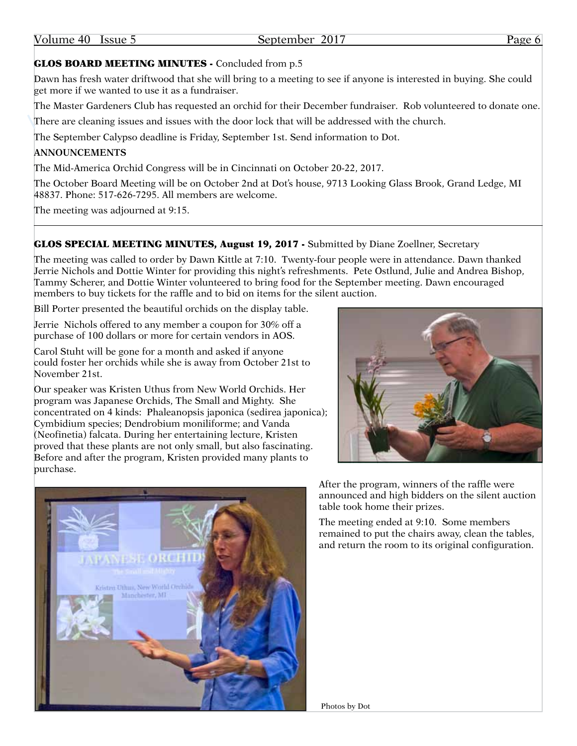**GLOS BOARD MEETING MINUTES -** Concluded from p.5

Dawn has fresh water driftwood that she will bring to a meeting to see if anyone is interested in buying. She could get more if we wanted to use it as a fundraiser.

The Master Gardeners Club has requested an orchid for their December fundraiser. Rob volunteered to donate one.

There are cleaning issues and issues with the door lock that will be addressed with the church.

The September Calypso deadline is Friday, September 1st. Send information to Dot.

**ANNOUNCEMENTS**

The Mid-America Orchid Congress will be in Cincinnati on October 20-22, 2017.

The October Board Meeting will be on October 2nd at Dot's house, 9713 Looking Glass Brook, Grand Ledge, MI 48837. Phone: 517-626-7295. All members are welcome.

The meeting was adjourned at 9:15.

---

**GLOS SPECIAL MEETING MINUTES, August 19, 2017 -** Submitted by Diane Zoellner, Secretary

The meeting was called to order by Dawn Kittle at 7:10. Twenty-four people were in attendance. Dawn thanked Jerrie Nichols and Dottie Winter for providing this night's refreshments. Pete Ostlund, Julie and Andrea Bishop, Tammy Scherer, and Dottie Winter volunteered to bring food for the September meeting. Dawn encouraged members to buy tickets for the raffle and to bid on items for the silent auction.

Bill Porter presented the beautiful orchids on the display table.

Jerrie Nichols offered to any member a coupon for 30% off a purchase of 100 dollars or more for certain vendors in AOS.

Carol Stuht will be gone for a month and asked if anyone could foster her orchids while she is away from October 21st to November 21st.

Our speaker was Kristen Uthus from New World Orchids. Her program was Japanese Orchids, The Small and Mighty. She concentrated on 4 kinds: Phaleanopsis japonica (sedirea japonica); Cymbidium species; Dendrobium moniliforme; and Vanda (Neofinetia) falcata. During her entertaining lecture, Kristen proved that these plants are not only small, but also fascinating. Before and after the program, Kristen provided many plants to purchase.

After the program, winners of the raffle were announced and high bidders on the silent auction table took home their prizes.

The meeting ended at 9:10. Some members remained to put the chairs away, clean the tables, and return the room to its original configuration.

Photos by Dot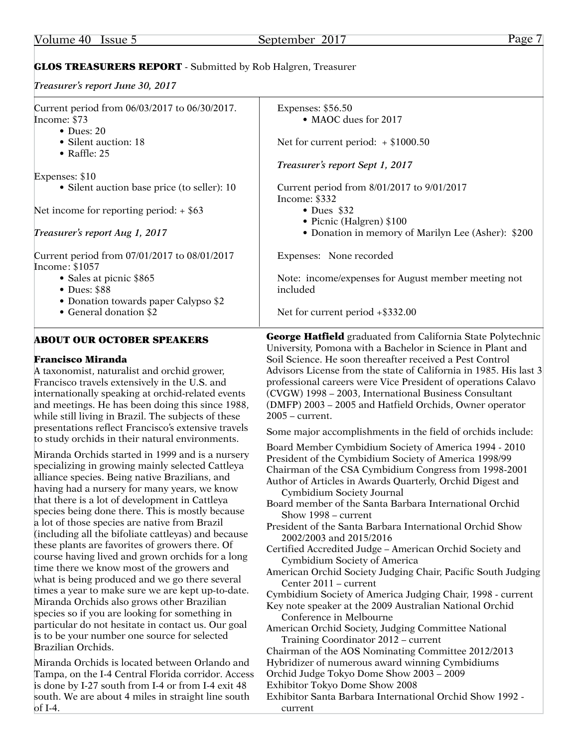## GLOS TREASURERS REPORT - Submitted by Rob Halgren, Treasurer

*Treasurer's report June 30, 2017*

Current period from 06/03/2017 to 06/30/2017.
Income: $73

- Dues: 20
- Silent auction: 18
- Raffle: 25

Expenses: $10

- Silent auction base price (to seller): 10

Net income for reporting period: + $63

*Treasurer's report Aug 1, 2017*

Current period from 07/01/2017 to 08/01/2017
Income: $1057

- Sales at picnic $865
- Dues: $88
- Donation towards paper Calypso $2
- General donation $2

Expenses: $56.50

- MAOC dues for 2017

Net for current period: + $1000.50

*Treasurer's report Sept 1, 2017*

Current period from 8/01/2017 to 9/01/2017
Income: $332

- Dues $32
- Picnic (Halgren) $100
- Donation in memory of Marilyn Lee (Asher): $200

Expenses: None recorded

Note: income/expenses for August member meeting not included

Net for current period +$332.00

## ABOUT OUR OCTOBER SPEAKERS

### Francisco Miranda

A taxonomist, naturalist and orchid grower, Francisco travels extensively in the U.S. and internationally speaking at orchid-related events and meetings. He has been doing this since 1988, while still living in Brazil. The subjects of these presentations reflect Francisco's extensive travels to study orchids in their natural environments.

Miranda Orchids started in 1999 and is a nursery specializing in growing mainly selected Cattleya alliance species. Being native Brazilians, and having had a nursery for many years, we know that there is a lot of development in Cattleya species being done there. This is mostly because a lot of those species are native from Brazil (including all the bifoliate cattleyas) and because these plants are favorites of growers there. Of course having lived and grown orchids for a long time there we know most of the growers and what is being produced and we go there several times a year to make sure we are kept up-to-date. Miranda Orchids also grows other Brazilian species so if you are looking for something in particular do not hesitate in contact us. Our goal is to be your number one source for selected Brazilian Orchids.

Miranda Orchids is located between Orlando and Tampa, on the I-4 Central Florida corridor. Access is done by I-27 south from I-4 or from I-4 exit 48 south. We are about 4 miles in straight line south of I-4.

**George Hatfield** graduated from California State Polytechnic University, Pomona with a Bachelor in Science in Plant and Soil Science. He soon thereafter received a Pest Control Advisors License from the state of California in 1985. His last 3 professional careers were Vice President of operations Calavo (CVGW) 1998 – 2003, International Business Consultant (DMFP) 2003 – 2005 and Hatfield Orchids, Owner operator 2005 – current.

Some major accomplishments in the field of orchids include:

Board Member Cymbidium Society of America 1994 - 2010
President of the Cymbidium Society of America 1998/99
Chairman of the CSA Cymbidium Congress from 1998-2001
Author of Articles in Awards Quarterly, Orchid Digest and Cymbidium Society Journal
Board member of the Santa Barbara International Orchid Show 1998 – current
President of the Santa Barbara International Orchid Show 2002/2003 and 2015/2016
Certified Accredited Judge – American Orchid Society and Cymbidium Society of America
American Orchid Society Judging Chair, Pacific South Judging Center 2011 – current
Cymbidium Society of America Judging Chair, 1998 - current
Key note speaker at the 2009 Australian National Orchid Conference in Melbourne
American Orchid Society, Judging Committee National Training Coordinator 2012 – current
Chairman of the AOS Nominating Committee 2012/2013
Hybridizer of numerous award winning Cymbidiums
Orchid Judge Tokyo Dome Show 2003 – 2009
Exhibitor Tokyo Dome Show 2008
Exhibitor Santa Barbara International Orchid Show 1992 - current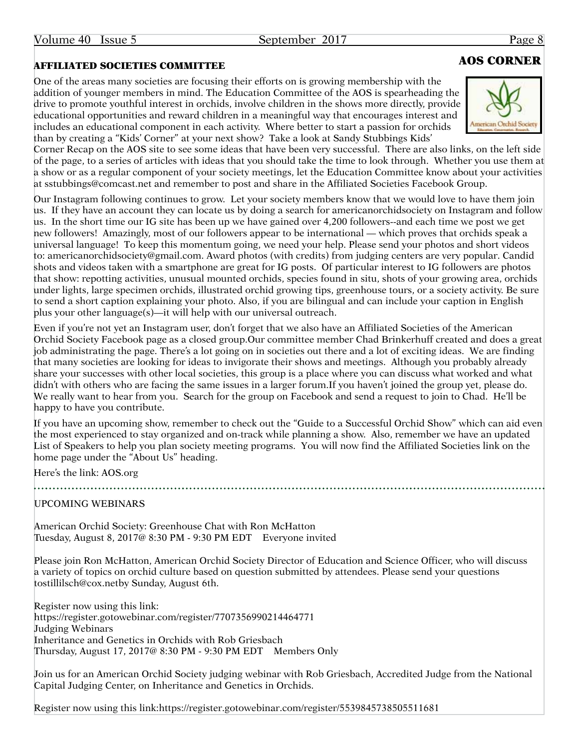## AOS CORNER

### AFFILIATED SOCIETIES COMMITTEE

One of the areas many societies are focusing their efforts on is growing membership with the addition of younger members in mind. The Education Committee of the AOS is spearheading the drive to promote youthful interest in orchids, involve children in the shows more directly, provide educational opportunities and reward children in a meaningful way that encourages interest and includes an educational component in each activity. Where better to start a passion for orchids than by creating a "Kids' Corner" at your next show? Take a look at Sandy Stubbings Kids' Corner Recap on the AOS site to see some ideas that have been very successful. There are also links, on the left side of the page, to a series of articles with ideas that you should take the time to look through. Whether you use them at a show or as a regular component of your society meetings, let the Education Committee know about your activities at sstubbings@comcast.net and remember to post and share in the Affiliated Societies Facebook Group.

Our Instagram following continues to grow. Let your society members know that we would love to have them join us. If they have an account they can locate us by doing a search for americanorchidsociety on Instagram and follow us. In the short time our IG site has been up we have gained over 4,200 followers--and each time we post we get new followers! Amazingly, most of our followers appear to be international — which proves that orchids speak a universal language! To keep this momentum going, we need your help. Please send your photos and short videos to: americanorchidsociety@gmail.com. Award photos (with credits) from judging centers are very popular. Candid shots and videos taken with a smartphone are great for IG posts. Of particular interest to IG followers are photos that show: repotting activities, unusual mounted orchids, species found in situ, shots of your growing area, orchids under lights, large specimen orchids, illustrated orchid growing tips, greenhouse tours, or a society activity. Be sure to send a short caption explaining your photo. Also, if you are bilingual and can include your caption in English plus your other language(s)—it will help with our universal outreach.

Even if you're not yet an Instagram user, don't forget that we also have an Affiliated Societies of the American Orchid Society Facebook page as a closed group.Our committee member Chad Brinkerhuff created and does a great job administrating the page. There's a lot going on in societies out there and a lot of exciting ideas. We are finding that many societies are looking for ideas to invigorate their shows and meetings. Although you probably already share your successes with other local societies, this group is a place where you can discuss what worked and what didn't with others who are facing the same issues in a larger forum.If you haven't joined the group yet, please do. We really want to hear from you. Search for the group on Facebook and send a request to join to Chad. He'll be happy to have you contribute.

If you have an upcoming show, remember to check out the "Guide to a Successful Orchid Show" which can aid even the most experienced to stay organized and on-track while planning a show. Also, remember we have an updated List of Speakers to help you plan society meeting programs. You will now find the Affiliated Societies link on the home page under the "About Us" heading.

Here's the link: AOS.org

---

UPCOMING WEBINARS

American Orchid Society: Greenhouse Chat with Ron McHatton
Tuesday, August 8, 2017@ 8:30 PM - 9:30 PM EDT   Everyone invited

Please join Ron McHatton, American Orchid Society Director of Education and Science Officer, who will discuss a variety of topics on orchid culture based on question submitted by attendees. Please send your questions tostillilsch@cox.netby Sunday, August 6th.

Register now using this link:
https://register.gotowebinar.com/register/7707356990214464771
Judging Webinars
Inheritance and Genetics in Orchids with Rob Griesbach
Thursday, August 17, 2017@ 8:30 PM - 9:30 PM EDT   Members Only

Join us for an American Orchid Society judging webinar with Rob Griesbach, Accredited Judge from the National Capital Judging Center, on Inheritance and Genetics in Orchids.

Register now using this link:https://register.gotowebinar.com/register/5539845738505511681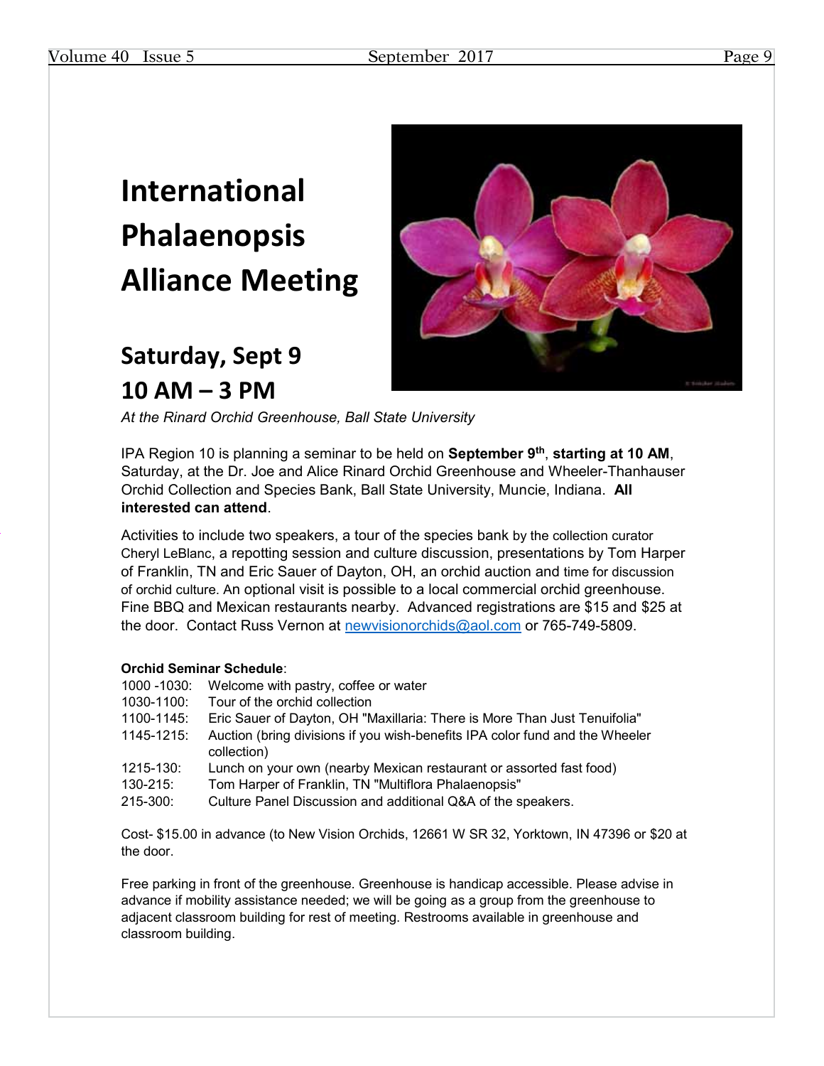# International Phalaenopsis Alliance Meeting

## Saturday, Sept 9
## 10 AM – 3 PM

*At the Rinard Orchid Greenhouse, Ball State University*

IPA Region 10 is planning a seminar to be held on **September 9th**, **starting at 10 AM**, Saturday, at the Dr. Joe and Alice Rinard Orchid Greenhouse and Wheeler-Thanhauser Orchid Collection and Species Bank, Ball State University, Muncie, Indiana. **All interested can attend**.

Activities to include two speakers, a tour of the species bank by the collection curator Cheryl LeBlanc, a repotting session and culture discussion, presentations by Tom Harper of Franklin, TN and Eric Sauer of Dayton, OH, an orchid auction and time for discussion of orchid culture. An optional visit is possible to a local commercial orchid greenhouse. Fine BBQ and Mexican restaurants nearby. Advanced registrations are $15 and $25 at the door. Contact Russ Vernon at newvisionorchids@aol.com or 765-749-5809.

**Orchid Seminar Schedule**:

| | |
|---|---|
| 1000 -1030: | Welcome with pastry, coffee or water |
| 1030-1100: | Tour of the orchid collection |
| 1100-1145: | Eric Sauer of Dayton, OH "Maxillaria: There is More Than Just Tenuifolia" |
| 1145-1215: | Auction (bring divisions if you wish-benefits IPA color fund and the Wheeler collection) |
| 1215-130: | Lunch on your own (nearby Mexican restaurant or assorted fast food) |
| 130-215: | Tom Harper of Franklin, TN "Multiflora Phalaenopsis" |
| 215-300: | Culture Panel Discussion and additional Q&A of the speakers. |

Cost- $15.00 in advance (to New Vision Orchids, 12661 W SR 32, Yorktown, IN 47396 or $20 at the door.

Free parking in front of the greenhouse. Greenhouse is handicap accessible. Please advise in advance if mobility assistance needed; we will be going as a group from the greenhouse to adjacent classroom building for rest of meeting. Restrooms available in greenhouse and classroom building.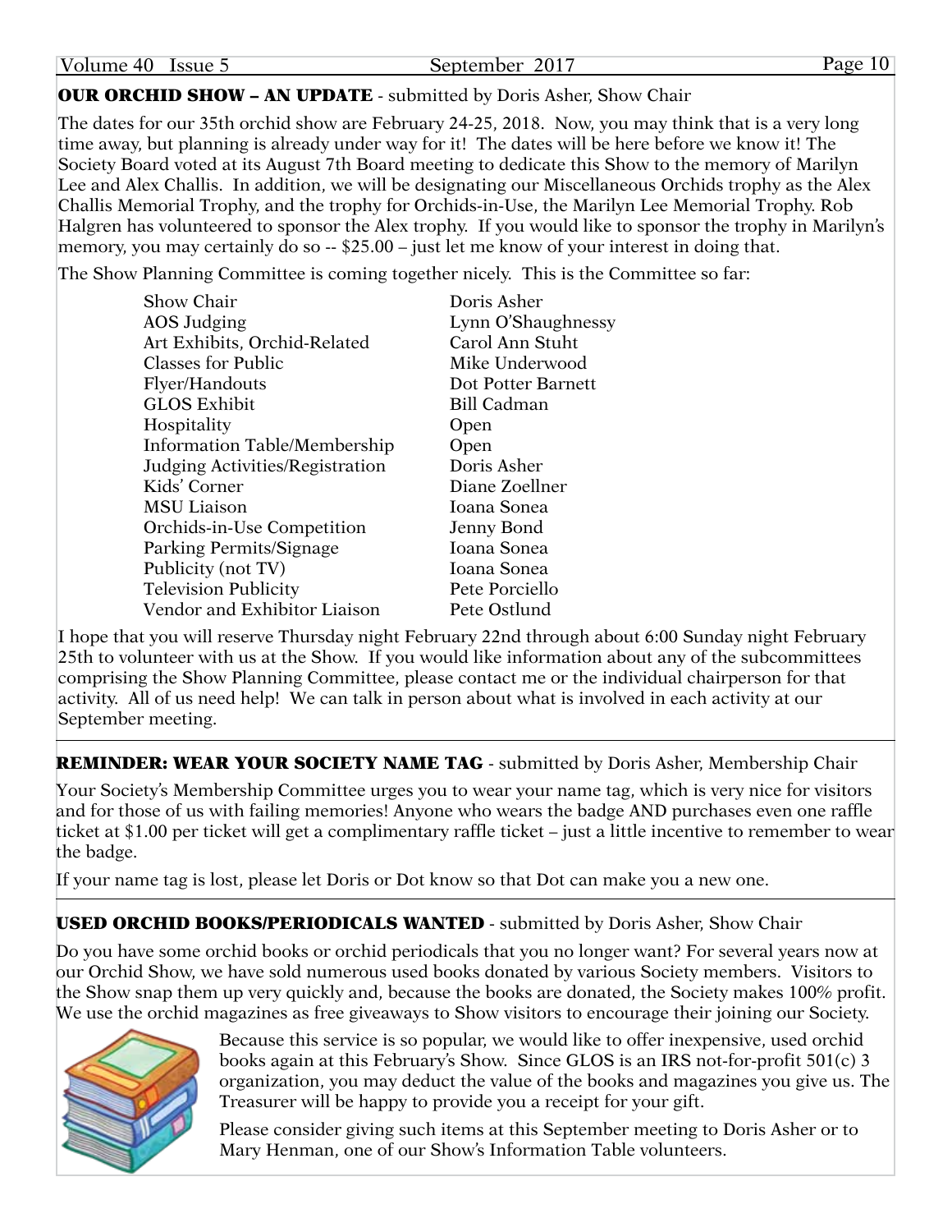**OUR ORCHID SHOW – AN UPDATE** - submitted by Doris Asher, Show Chair

The dates for our 35th orchid show are February 24-25, 2018. Now, you may think that is a very long time away, but planning is already under way for it! The dates will be here before we know it! The Society Board voted at its August 7th Board meeting to dedicate this Show to the memory of Marilyn Lee and Alex Challis. In addition, we will be designating our Miscellaneous Orchids trophy as the Alex Challis Memorial Trophy, and the trophy for Orchids-in-Use, the Marilyn Lee Memorial Trophy. Rob Halgren has volunteered to sponsor the Alex trophy. If you would like to sponsor the trophy in Marilyn's memory, you may certainly do so -- $25.00 – just let me know of your interest in doing that.

The Show Planning Committee is coming together nicely. This is the Committee so far:

| | |
|---|---|
| Show Chair | Doris Asher |
| AOS Judging | Lynn O'Shaughnessy |
| Art Exhibits, Orchid-Related | Carol Ann Stuht |
| Classes for Public | Mike Underwood |
| Flyer/Handouts | Dot Potter Barnett |
| GLOS Exhibit | Bill Cadman |
| Hospitality | Open |
| Information Table/Membership | Open |
| Judging Activities/Registration | Doris Asher |
| Kids' Corner | Diane Zoellner |
| MSU Liaison | Ioana Sonea |
| Orchids-in-Use Competition | Jenny Bond |
| Parking Permits/Signage | Ioana Sonea |
| Publicity (not TV) | Ioana Sonea |
| Television Publicity | Pete Porciello |
| Vendor and Exhibitor Liaison | Pete Ostlund |

I hope that you will reserve Thursday night February 22nd through about 6:00 Sunday night February 25th to volunteer with us at the Show. If you would like information about any of the subcommittees comprising the Show Planning Committee, please contact me or the individual chairperson for that activity. All of us need help! We can talk in person about what is involved in each activity at our September meeting.

---

**REMINDER: WEAR YOUR SOCIETY NAME TAG** - submitted by Doris Asher, Membership Chair

Your Society's Membership Committee urges you to wear your name tag, which is very nice for visitors and for those of us with failing memories! Anyone who wears the badge AND purchases even one raffle ticket at $1.00 per ticket will get a complimentary raffle ticket – just a little incentive to remember to wear the badge.

If your name tag is lost, please let Doris or Dot know so that Dot can make you a new one.

---

**USED ORCHID BOOKS/PERIODICALS WANTED** - submitted by Doris Asher, Show Chair

Do you have some orchid books or orchid periodicals that you no longer want? For several years now at our Orchid Show, we have sold numerous used books donated by various Society members. Visitors to the Show snap them up very quickly and, because the books are donated, the Society makes 100% profit. We use the orchid magazines as free giveaways to Show visitors to encourage their joining our Society.

Because this service is so popular, we would like to offer inexpensive, used orchid books again at this February's Show. Since GLOS is an IRS not-for-profit 501(c) 3 organization, you may deduct the value of the books and magazines you give us. The Treasurer will be happy to provide you a receipt for your gift.

Please consider giving such items at this September meeting to Doris Asher or to Mary Henman, one of our Show's Information Table volunteers.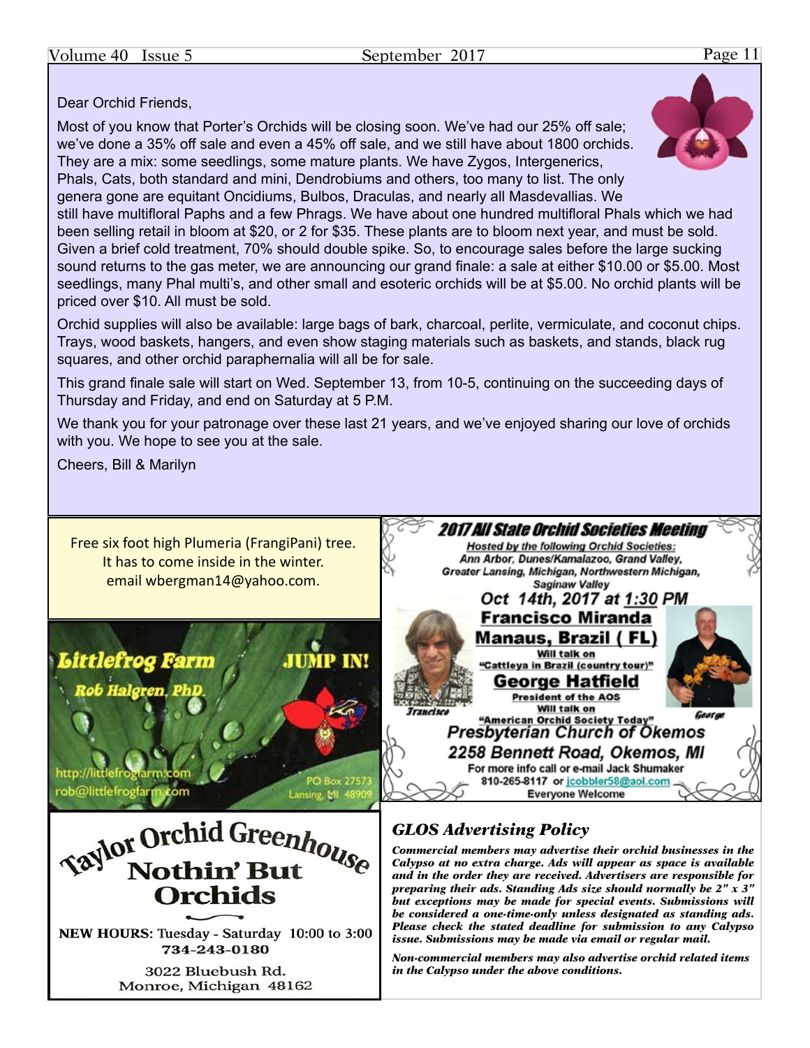Dear Orchid Friends,

Most of you know that Porter's Orchids will be closing soon. We've had our 25% off sale; we've done a 35% off sale and even a 45% off sale, and we still have about 1800 orchids. They are a mix: some seedlings, some mature plants. We have Zygos, Intergenerics, Phals, Cats, both standard and mini, Dendrobiums and others, too many to list. The only genera gone are equitant Oncidiums, Bulbos, Draculas, and nearly all Masdevallias. We still have multifloral Paphs and a few Phrags. We have about one hundred multifloral Phals which we had been selling retail in bloom at $20, or 2 for $35. These plants are to bloom next year, and must be sold. Given a brief cold treatment, 70% should double spike. So, to encourage sales before the large sucking sound returns to the gas meter, we are announcing our grand finale: a sale at either $10.00 or $5.00. Most seedlings, many Phal multi's, and other small and esoteric orchids will be at $5.00. No orchid plants will be priced over $10. All must be sold.

Orchid supplies will also be available: large bags of bark, charcoal, perlite, vermiculate, and coconut chips. Trays, wood baskets, hangers, and even show staging materials such as baskets, and stands, black rug squares, and other orchid paraphernalia will all be for sale.

This grand finale sale will start on Wed. September 13, from 10-5, continuing on the succeeding days of Thursday and Friday, and end on Saturday at 5 P.M.

We thank you for your patronage over these last 21 years, and we've enjoyed sharing our love of orchids with you. We hope to see you at the sale.

Cheers, Bill & Marilyn

---

Free six foot high Plumeria (FrangiPani) tree. It has to come inside in the winter. email wbergman14@yahoo.com.

---

**2017 All State Orchid Societies Meeting**

Hosted by the following Orchid Societies: Ann Arbor, Dunes/Kamalazoo, Grand Valley, Greater Lansing, Michigan, Northwestern Michigan, Saginaw Valley

**Oct 14th, 2017 at 1:30 PM**

**Francisco Miranda**
**Manaus, Brazil ( FL)**
Will talk on "Cattleya in Brazil (country tour)"

**George Hatfield**
President of the AOS
Will talk on "American Orchid Society Today"

Francisco — George

**Presbyterian Church of Okemos**
**2258 Bennett Road, Okemos, MI**

For more info call or e-mail Jack Shumaker 810-265-8117 or jcobbler58@aol.com

Everyone Welcome

---

**Littlefrog Farm** — **JUMP IN!**

Rob Halgren, PhD.

http://littlefrogfarm.com
rob@littlefrogfarm.com

PO Box 27573
Lansing, MI 48909

---

**Taylor Orchid Greenhouse**
**Nothin' But Orchids**

**NEW HOURS**: Tuesday - Saturday 10:00 to 3:00
734-243-0180

3022 Bluebush Rd.
Monroe, Michigan 48162

---

## *GLOS Advertising Policy*

***Commercial members may advertise their orchid businesses in the Calypso at no extra charge. Ads will appear as space is available and in the order they are received. Advertisers are responsible for preparing their ads. Standing Ads size should normally be 2" x 3" but exceptions may be made for special events. Submissions will be considered a one-time-only unless designated as standing ads. Please check the stated deadline for submission to any Calypso issue. Submissions may be made via email or regular mail.***

***Non-commercial members may also advertise orchid related items in the Calypso under the above conditions.***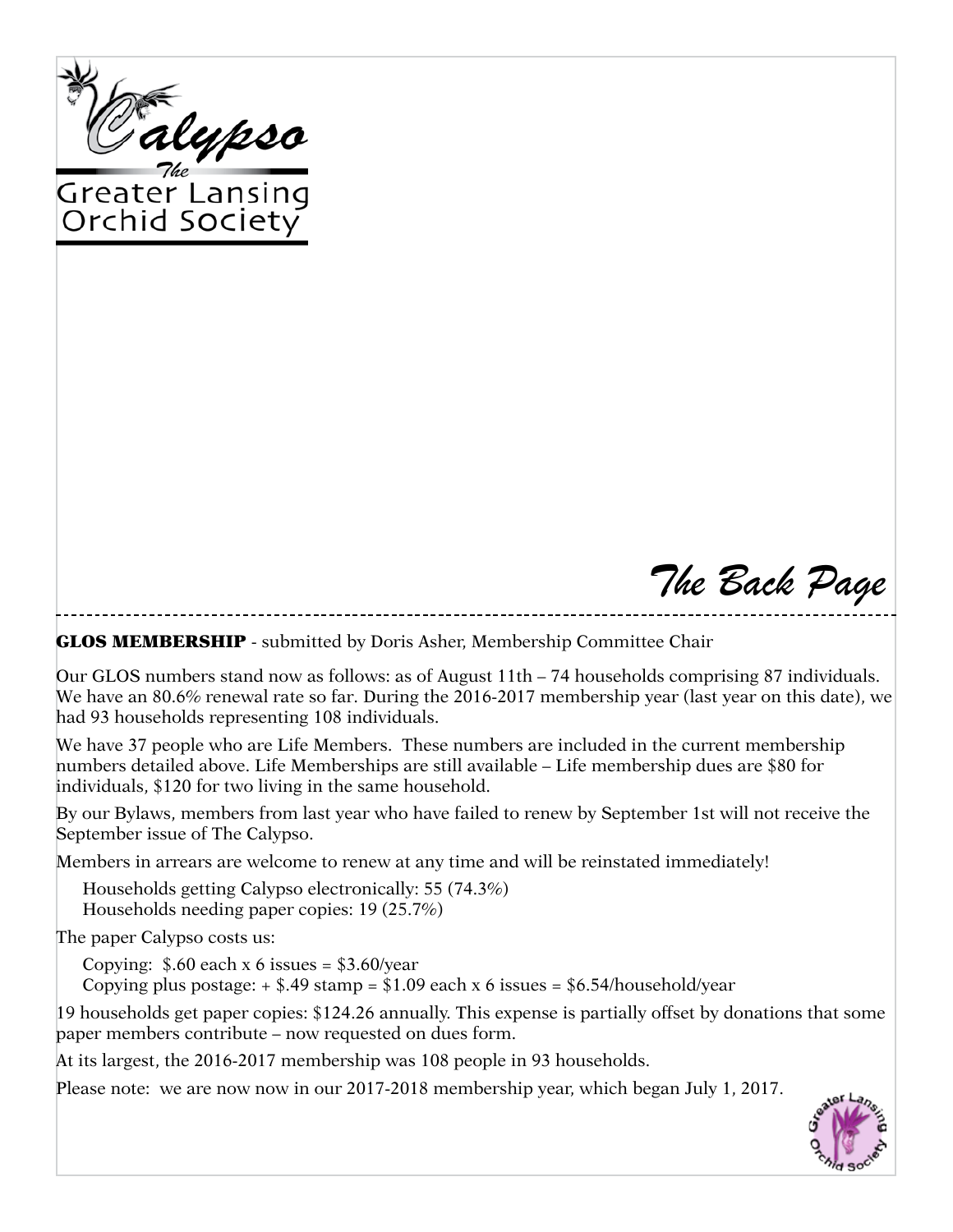Calypso

The Greater Lansing Orchid Society

# The Back Page

**GLOS MEMBERSHIP** - submitted by Doris Asher, Membership Committee Chair

Our GLOS numbers stand now as follows: as of August 11th – 74 households comprising 87 individuals. We have an 80.6% renewal rate so far. During the 2016-2017 membership year (last year on this date), we had 93 households representing 108 individuals.

We have 37 people who are Life Members. These numbers are included in the current membership numbers detailed above. Life Memberships are still available – Life membership dues are $80 for individuals, $120 for two living in the same household.

By our Bylaws, members from last year who have failed to renew by September 1st will not receive the September issue of The Calypso.

Members in arrears are welcome to renew at any time and will be reinstated immediately!

Households getting Calypso electronically: 55 (74.3%)
Households needing paper copies: 19 (25.7%)

The paper Calypso costs us:

Copying: $.60 each x 6 issues = $3.60/year
Copying plus postage: + $.49 stamp = $1.09 each x 6 issues = $6.54/household/year

19 households get paper copies: $124.26 annually. This expense is partially offset by donations that some paper members contribute – now requested on dues form.

At its largest, the 2016-2017 membership was 108 people in 93 households.

Please note: we are now now in our 2017-2018 membership year, which began July 1, 2017.